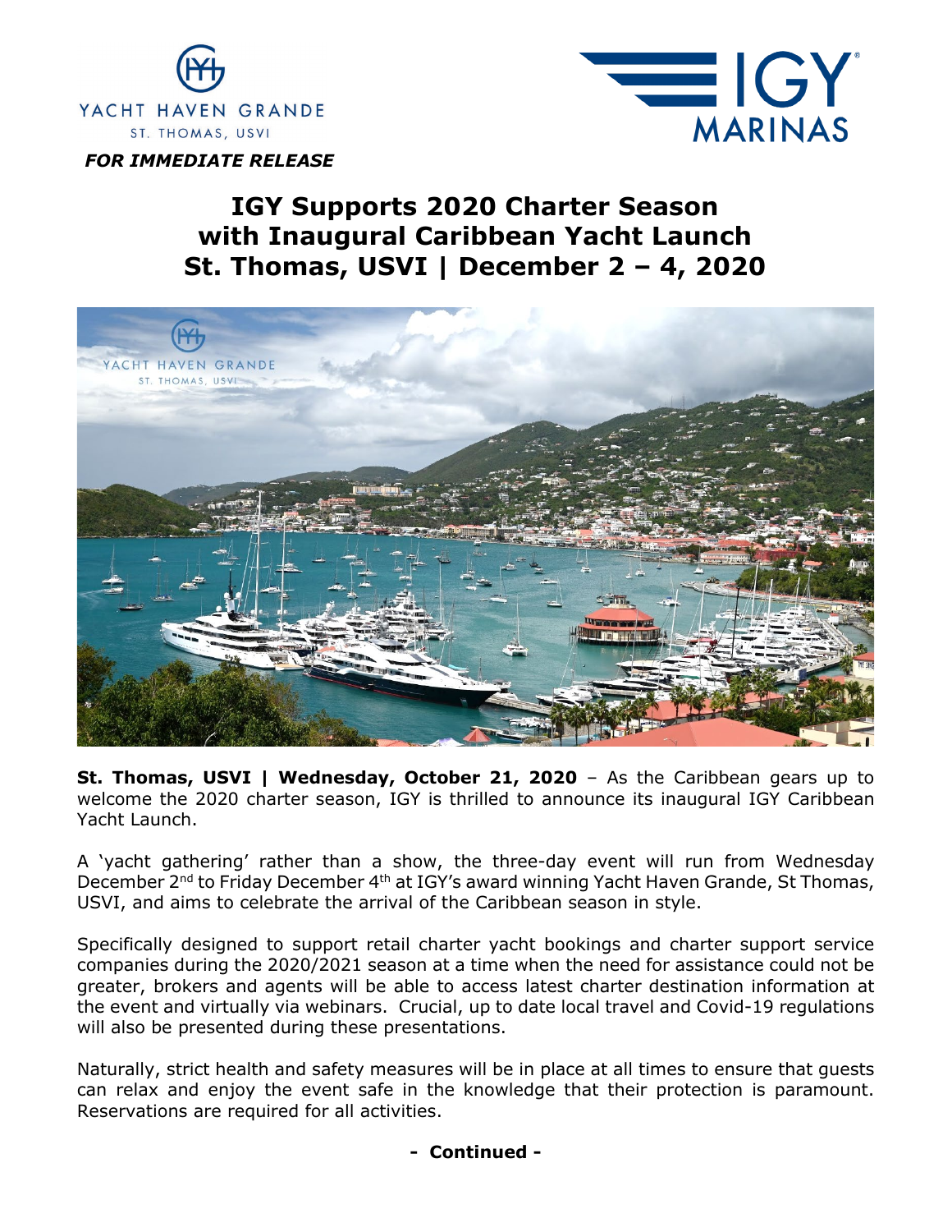YACHT HAVEN GRANDE
ST. THOMAS, USVI

IGY MARINAS

***FOR IMMEDIATE RELEASE***

# IGY Supports 2020 Charter Season with Inaugural Caribbean Yacht Launch St. Thomas, USVI | December 2 – 4, 2020

**St. Thomas, USVI | Wednesday, October 21, 2020** – As the Caribbean gears up to welcome the 2020 charter season, IGY is thrilled to announce its inaugural IGY Caribbean Yacht Launch.

A 'yacht gathering' rather than a show, the three-day event will run from Wednesday December 2nd to Friday December 4th at IGY's award winning Yacht Haven Grande, St Thomas, USVI, and aims to celebrate the arrival of the Caribbean season in style.

Specifically designed to support retail charter yacht bookings and charter support service companies during the 2020/2021 season at a time when the need for assistance could not be greater, brokers and agents will be able to access latest charter destination information at the event and virtually via webinars. Crucial, up to date local travel and Covid-19 regulations will also be presented during these presentations.

Naturally, strict health and safety measures will be in place at all times to ensure that guests can relax and enjoy the event safe in the knowledge that their protection is paramount. Reservations are required for all activities.

**- Continued -**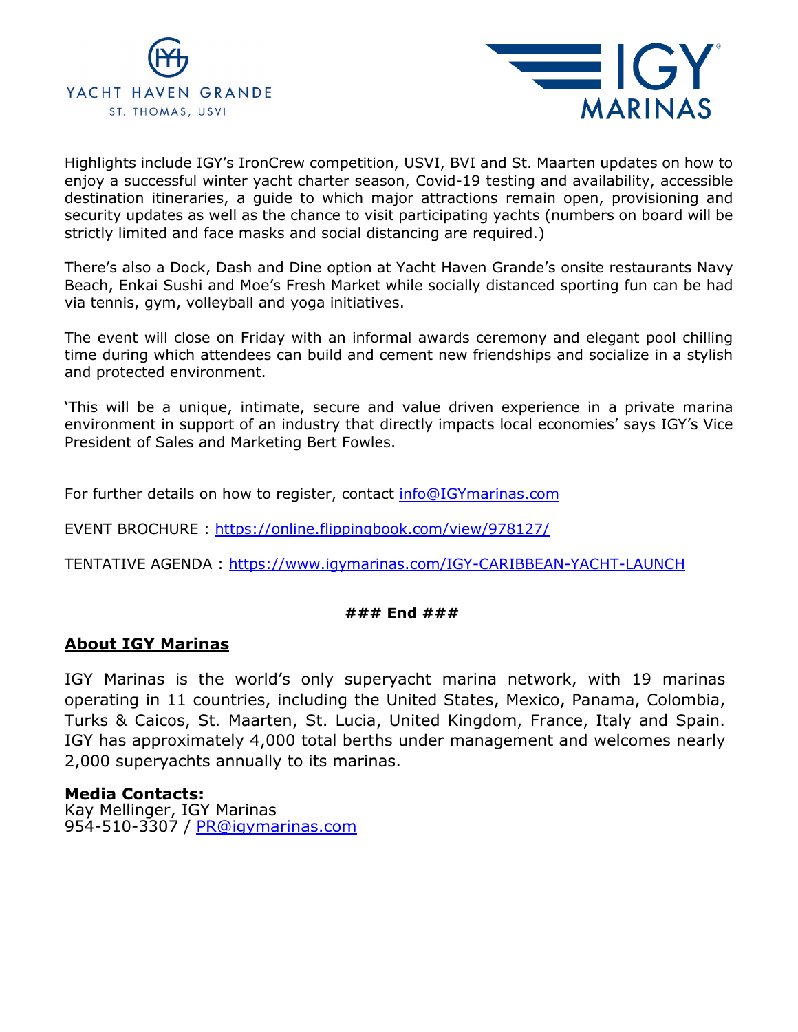Highlights include IGY's IronCrew competition, USVI, BVI and St. Maarten updates on how to enjoy a successful winter yacht charter season, Covid-19 testing and availability, accessible destination itineraries, a guide to which major attractions remain open, provisioning and security updates as well as the chance to visit participating yachts (numbers on board will be strictly limited and face masks and social distancing are required.)

There's also a Dock, Dash and Dine option at Yacht Haven Grande's onsite restaurants Navy Beach, Enkai Sushi and Moe's Fresh Market while socially distanced sporting fun can be had via tennis, gym, volleyball and yoga initiatives.

The event will close on Friday with an informal awards ceremony and elegant pool chilling time during which attendees can build and cement new friendships and socialize in a stylish and protected environment.

'This will be a unique, intimate, secure and value driven experience in a private marina environment in support of an industry that directly impacts local economies' says IGY's Vice President of Sales and Marketing Bert Fowles.

For further details on how to register, contact info@IGYmarinas.com

EVENT BROCHURE : https://online.flippingbook.com/view/978127/

TENTATIVE AGENDA : https://www.igymarinas.com/IGY-CARIBBEAN-YACHT-LAUNCH

**### End ###**

## About IGY Marinas

IGY Marinas is the world's only superyacht marina network, with 19 marinas operating in 11 countries, including the United States, Mexico, Panama, Colombia, Turks & Caicos, St. Maarten, St. Lucia, United Kingdom, France, Italy and Spain. IGY has approximately 4,000 total berths under management and welcomes nearly 2,000 superyachts annually to its marinas.

**Media Contacts:**
Kay Mellinger, IGY Marinas
954-510-3307 / PR@igymarinas.com